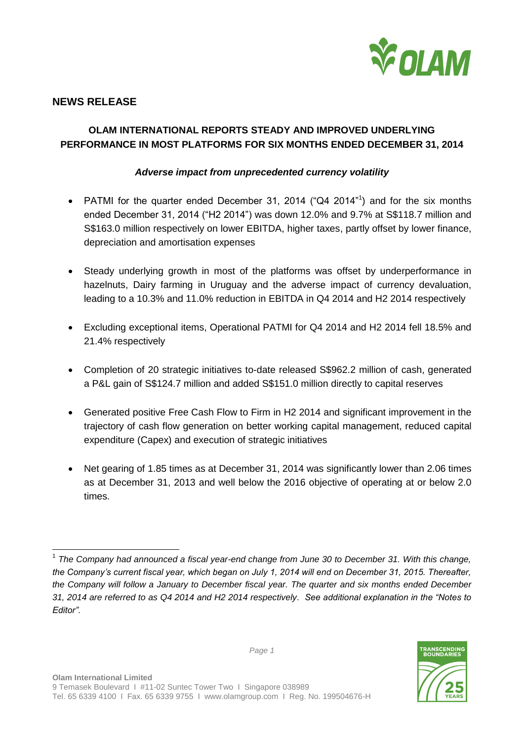## NEWS RELEASE

### OLAM INTERNATIONAL REPORTS STEADY AND IMPROVED UNDERLYING PERFORMANCE IN MOST PLATFORMS FOR SIX MONTHS ENDED DECEMBER 31, 2014

***Adverse impact from unprecedented currency volatility***

- PATMI for the quarter ended December 31, 2014 ("Q4 2014"[1]) and for the six months ended December 31, 2014 ("H2 2014") was down 12.0% and 9.7% at S$118.7 million and S$163.0 million respectively on lower EBITDA, higher taxes, partly offset by lower finance, depreciation and amortisation expenses

- Steady underlying growth in most of the platforms was offset by underperformance in hazelnuts, Dairy farming in Uruguay and the adverse impact of currency devaluation, leading to a 10.3% and 11.0% reduction in EBITDA in Q4 2014 and H2 2014 respectively

- Excluding exceptional items, Operational PATMI for Q4 2014 and H2 2014 fell 18.5% and 21.4% respectively

- Completion of 20 strategic initiatives to-date released S$962.2 million of cash, generated a P&L gain of S$124.7 million and added S$151.0 million directly to capital reserves

- Generated positive Free Cash Flow to Firm in H2 2014 and significant improvement in the trajectory of cash flow generation on better working capital management, reduced capital expenditure (Capex) and execution of strategic initiatives

- Net gearing of 1.85 times as at December 31, 2014 was significantly lower than 2.06 times as at December 31, 2013 and well below the 2016 objective of operating at or below 2.0 times.

---

[1] *The Company had announced a fiscal year-end change from June 30 to December 31. With this change, the Company's current fiscal year, which began on July 1, 2014 will end on December 31, 2015. Thereafter, the Company will follow a January to December fiscal year. The quarter and six months ended December 31, 2014 are referred to as Q4 2014 and H2 2014 respectively. See additional explanation in the "Notes to Editor".*

**Olam International Limited**
9 Temasek Boulevard I #11-02 Suntec Tower Two I Singapore 038989
Tel. 65 6339 4100 I Fax. 65 6339 9755 I www.olamgroup.com I Reg. No. 199504676-H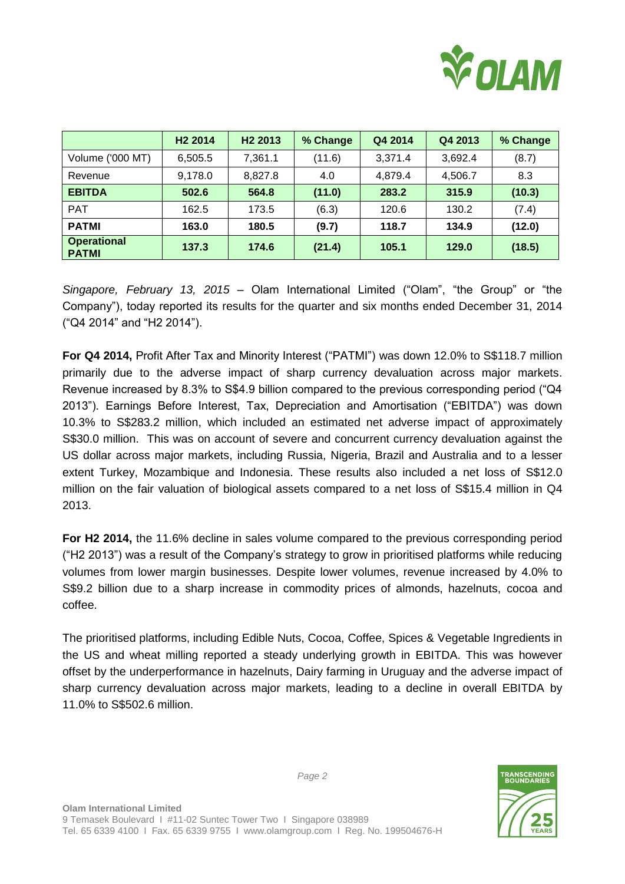| | H2 2014 | H2 2013 | % Change | Q4 2014 | Q4 2013 | % Change |
|---|---|---|---|---|---|---|
| Volume ('000 MT) | 6,505.5 | 7,361.1 | (11.6) | 3,371.4 | 3,692.4 | (8.7) |
| Revenue | 9,178.0 | 8,827.8 | 4.0 | 4,879.4 | 4,506.7 | 8.3 |
| **EBITDA** | **502.6** | **564.8** | **(11.0)** | **283.2** | **315.9** | **(10.3)** |
| PAT | 162.5 | 173.5 | (6.3) | 120.6 | 130.2 | (7.4) |
| **PATMI** | **163.0** | **180.5** | **(9.7)** | **118.7** | **134.9** | **(12.0)** |
| **Operational PATMI** | **137.3** | **174.6** | **(21.4)** | **105.1** | **129.0** | **(18.5)** |

*Singapore, February 13, 2015* – Olam International Limited ("Olam", "the Group" or "the Company"), today reported its results for the quarter and six months ended December 31, 2014 ("Q4 2014" and "H2 2014").

**For Q4 2014,** Profit After Tax and Minority Interest ("PATMI") was down 12.0% to S$118.7 million primarily due to the adverse impact of sharp currency devaluation across major markets. Revenue increased by 8.3% to S$4.9 billion compared to the previous corresponding period ("Q4 2013"). Earnings Before Interest, Tax, Depreciation and Amortisation ("EBITDA") was down 10.3% to S$283.2 million, which included an estimated net adverse impact of approximately S$30.0 million. This was on account of severe and concurrent currency devaluation against the US dollar across major markets, including Russia, Nigeria, Brazil and Australia and to a lesser extent Turkey, Mozambique and Indonesia. These results also included a net loss of S$12.0 million on the fair valuation of biological assets compared to a net loss of S$15.4 million in Q4 2013.

**For H2 2014,** the 11.6% decline in sales volume compared to the previous corresponding period ("H2 2013") was a result of the Company's strategy to grow in prioritised platforms while reducing volumes from lower margin businesses. Despite lower volumes, revenue increased by 4.0% to S$9.2 billion due to a sharp increase in commodity prices of almonds, hazelnuts, cocoa and coffee.

The prioritised platforms, including Edible Nuts, Cocoa, Coffee, Spices & Vegetable Ingredients in the US and wheat milling reported a steady underlying growth in EBITDA. This was however offset by the underperformance in hazelnuts, Dairy farming in Uruguay and the adverse impact of sharp currency devaluation across major markets, leading to a decline in overall EBITDA by 11.0% to S$502.6 million.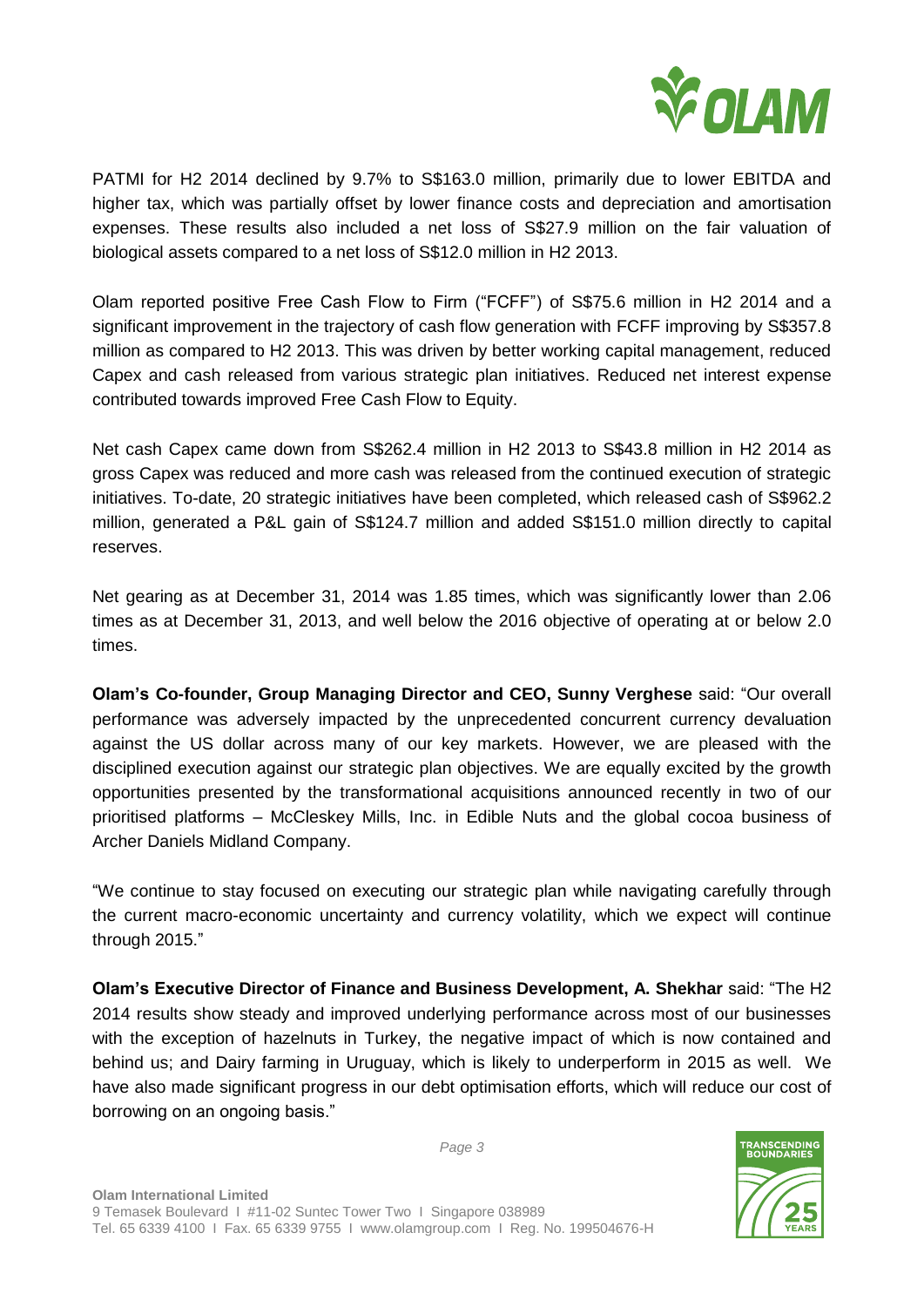PATMI for H2 2014 declined by 9.7% to S$163.0 million, primarily due to lower EBITDA and higher tax, which was partially offset by lower finance costs and depreciation and amortisation expenses. These results also included a net loss of S$27.9 million on the fair valuation of biological assets compared to a net loss of S$12.0 million in H2 2013.

Olam reported positive Free Cash Flow to Firm ("FCFF") of S$75.6 million in H2 2014 and a significant improvement in the trajectory of cash flow generation with FCFF improving by S$357.8 million as compared to H2 2013. This was driven by better working capital management, reduced Capex and cash released from various strategic plan initiatives. Reduced net interest expense contributed towards improved Free Cash Flow to Equity.

Net cash Capex came down from S$262.4 million in H2 2013 to S$43.8 million in H2 2014 as gross Capex was reduced and more cash was released from the continued execution of strategic initiatives. To-date, 20 strategic initiatives have been completed, which released cash of S$962.2 million, generated a P&L gain of S$124.7 million and added S$151.0 million directly to capital reserves.

Net gearing as at December 31, 2014 was 1.85 times, which was significantly lower than 2.06 times as at December 31, 2013, and well below the 2016 objective of operating at or below 2.0 times.

**Olam's Co-founder, Group Managing Director and CEO, Sunny Verghese** said: "Our overall performance was adversely impacted by the unprecedented concurrent currency devaluation against the US dollar across many of our key markets. However, we are pleased with the disciplined execution against our strategic plan objectives. We are equally excited by the growth opportunities presented by the transformational acquisitions announced recently in two of our prioritised platforms – McCleskey Mills, Inc. in Edible Nuts and the global cocoa business of Archer Daniels Midland Company.

"We continue to stay focused on executing our strategic plan while navigating carefully through the current macro-economic uncertainty and currency volatility, which we expect will continue through 2015."

**Olam's Executive Director of Finance and Business Development, A. Shekhar** said: "The H2 2014 results show steady and improved underlying performance across most of our businesses with the exception of hazelnuts in Turkey, the negative impact of which is now contained and behind us; and Dairy farming in Uruguay, which is likely to underperform in 2015 as well. We have also made significant progress in our debt optimisation efforts, which will reduce our cost of borrowing on an ongoing basis."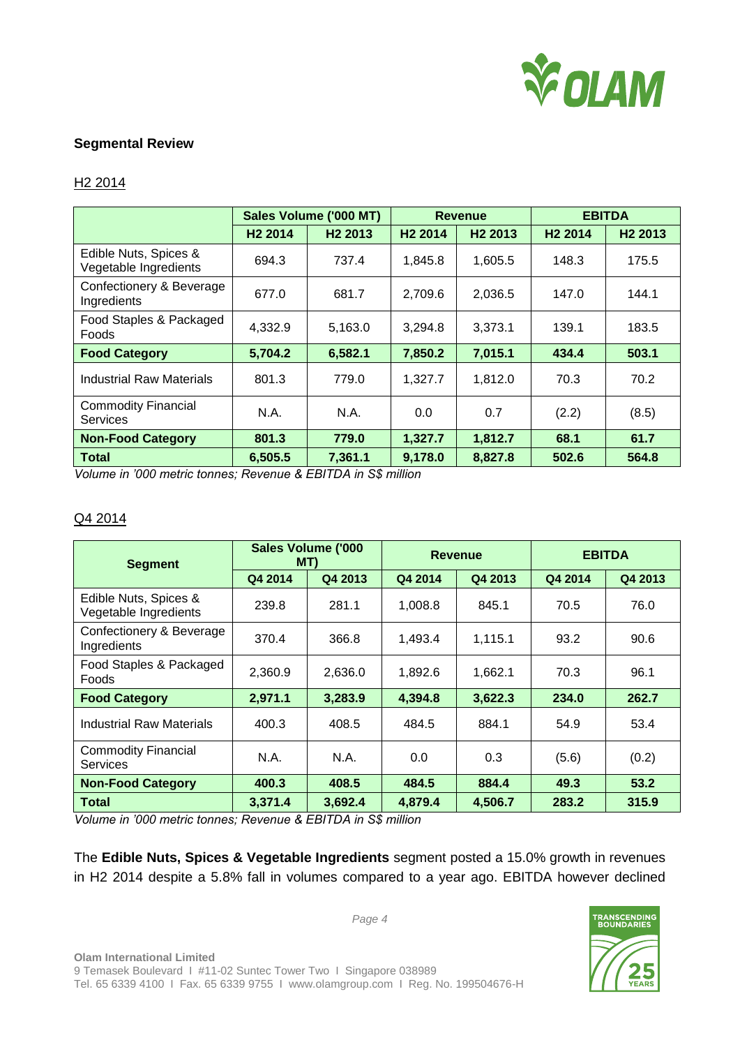## Segmental Review

H2 2014

| | Sales Volume ('000 MT) | | Revenue | | EBITDA | |
|---|---|---|---|---|---|---|
| | H2 2014 | H2 2013 | H2 2014 | H2 2013 | H2 2014 | H2 2013 |
| Edible Nuts, Spices & Vegetable Ingredients | 694.3 | 737.4 | 1,845.8 | 1,605.5 | 148.3 | 175.5 |
| Confectionery & Beverage Ingredients | 677.0 | 681.7 | 2,709.6 | 2,036.5 | 147.0 | 144.1 |
| Food Staples & Packaged Foods | 4,332.9 | 5,163.0 | 3,294.8 | 3,373.1 | 139.1 | 183.5 |
| **Food Category** | **5,704.2** | **6,582.1** | **7,850.2** | **7,015.1** | **434.4** | **503.1** |
| Industrial Raw Materials | 801.3 | 779.0 | 1,327.7 | 1,812.0 | 70.3 | 70.2 |
| Commodity Financial Services | N.A. | N.A. | 0.0 | 0.7 | (2.2) | (8.5) |
| **Non-Food Category** | **801.3** | **779.0** | **1,327.7** | **1,812.7** | **68.1** | **61.7** |
| **Total** | **6,505.5** | **7,361.1** | **9,178.0** | **8,827.8** | **502.6** | **564.8** |

*Volume in '000 metric tonnes; Revenue & EBITDA in S$ million*

Q4 2014

| Segment | Sales Volume ('000 MT) | | Revenue | | EBITDA | |
|---|---|---|---|---|---|---|
| | Q4 2014 | Q4 2013 | Q4 2014 | Q4 2013 | Q4 2014 | Q4 2013 |
| Edible Nuts, Spices & Vegetable Ingredients | 239.8 | 281.1 | 1,008.8 | 845.1 | 70.5 | 76.0 |
| Confectionery & Beverage Ingredients | 370.4 | 366.8 | 1,493.4 | 1,115.1 | 93.2 | 90.6 |
| Food Staples & Packaged Foods | 2,360.9 | 2,636.0 | 1,892.6 | 1,662.1 | 70.3 | 96.1 |
| **Food Category** | **2,971.1** | **3,283.9** | **4,394.8** | **3,622.3** | **234.0** | **262.7** |
| Industrial Raw Materials | 400.3 | 408.5 | 484.5 | 884.1 | 54.9 | 53.4 |
| Commodity Financial Services | N.A. | N.A. | 0.0 | 0.3 | (5.6) | (0.2) |
| **Non-Food Category** | **400.3** | **408.5** | **484.5** | **884.4** | **49.3** | **53.2** |
| **Total** | **3,371.4** | **3,692.4** | **4,879.4** | **4,506.7** | **283.2** | **315.9** |

*Volume in '000 metric tonnes; Revenue & EBITDA in S$ million*

The **Edible Nuts, Spices & Vegetable Ingredients** segment posted a 15.0% growth in revenues in H2 2014 despite a 5.8% fall in volumes compared to a year ago. EBITDA however declined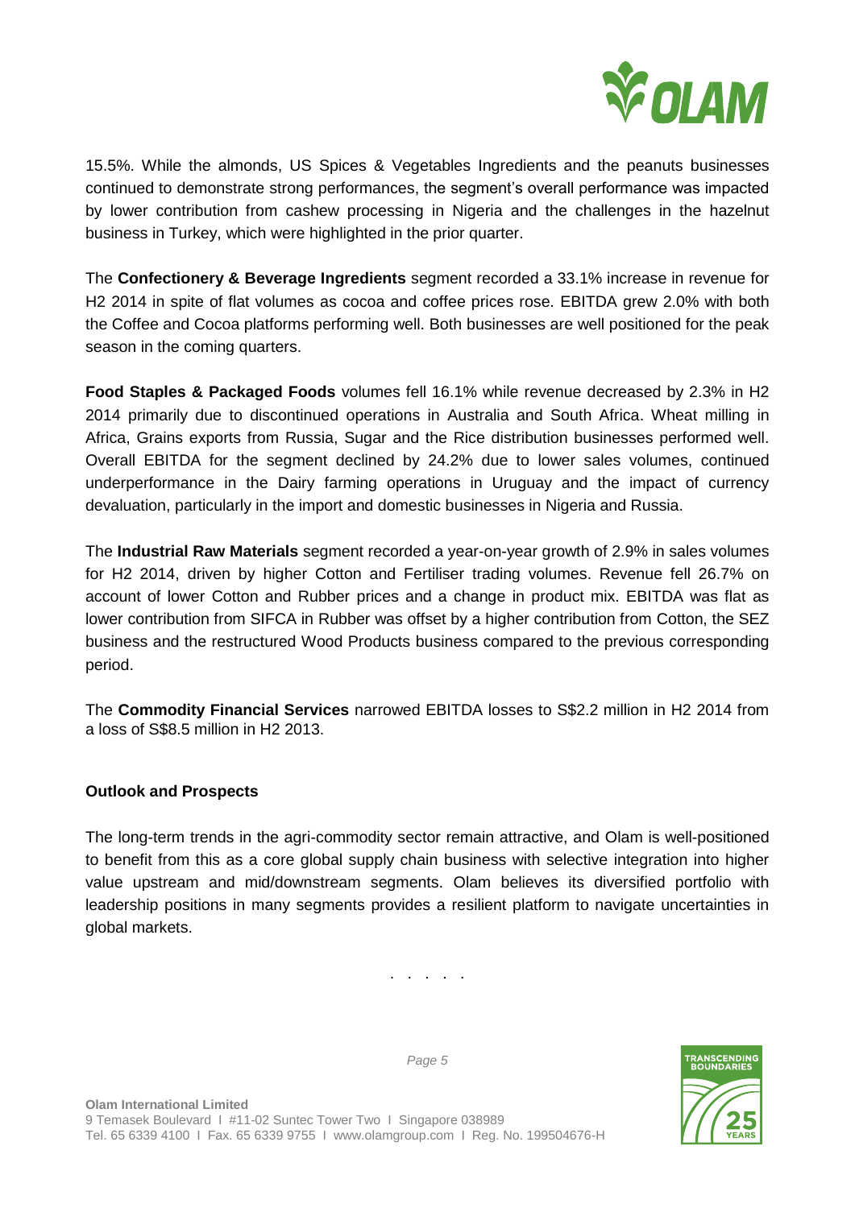15.5%. While the almonds, US Spices & Vegetables Ingredients and the peanuts businesses continued to demonstrate strong performances, the segment's overall performance was impacted by lower contribution from cashew processing in Nigeria and the challenges in the hazelnut business in Turkey, which were highlighted in the prior quarter.

The **Confectionery & Beverage Ingredients** segment recorded a 33.1% increase in revenue for H2 2014 in spite of flat volumes as cocoa and coffee prices rose. EBITDA grew 2.0% with both the Coffee and Cocoa platforms performing well. Both businesses are well positioned for the peak season in the coming quarters.

**Food Staples & Packaged Foods** volumes fell 16.1% while revenue decreased by 2.3% in H2 2014 primarily due to discontinued operations in Australia and South Africa. Wheat milling in Africa, Grains exports from Russia, Sugar and the Rice distribution businesses performed well. Overall EBITDA for the segment declined by 24.2% due to lower sales volumes, continued underperformance in the Dairy farming operations in Uruguay and the impact of currency devaluation, particularly in the import and domestic businesses in Nigeria and Russia.

The **Industrial Raw Materials** segment recorded a year-on-year growth of 2.9% in sales volumes for H2 2014, driven by higher Cotton and Fertiliser trading volumes. Revenue fell 26.7% on account of lower Cotton and Rubber prices and a change in product mix. EBITDA was flat as lower contribution from SIFCA in Rubber was offset by a higher contribution from Cotton, the SEZ business and the restructured Wood Products business compared to the previous corresponding period.

The **Commodity Financial Services** narrowed EBITDA losses to S$2.2 million in H2 2014 from a loss of S$8.5 million in H2 2013.

**Outlook and Prospects**

The long-term trends in the agri-commodity sector remain attractive, and Olam is well-positioned to benefit from this as a core global supply chain business with selective integration into higher value upstream and mid/downstream segments. Olam believes its diversified portfolio with leadership positions in many segments provides a resilient platform to navigate uncertainties in global markets.

. . . . .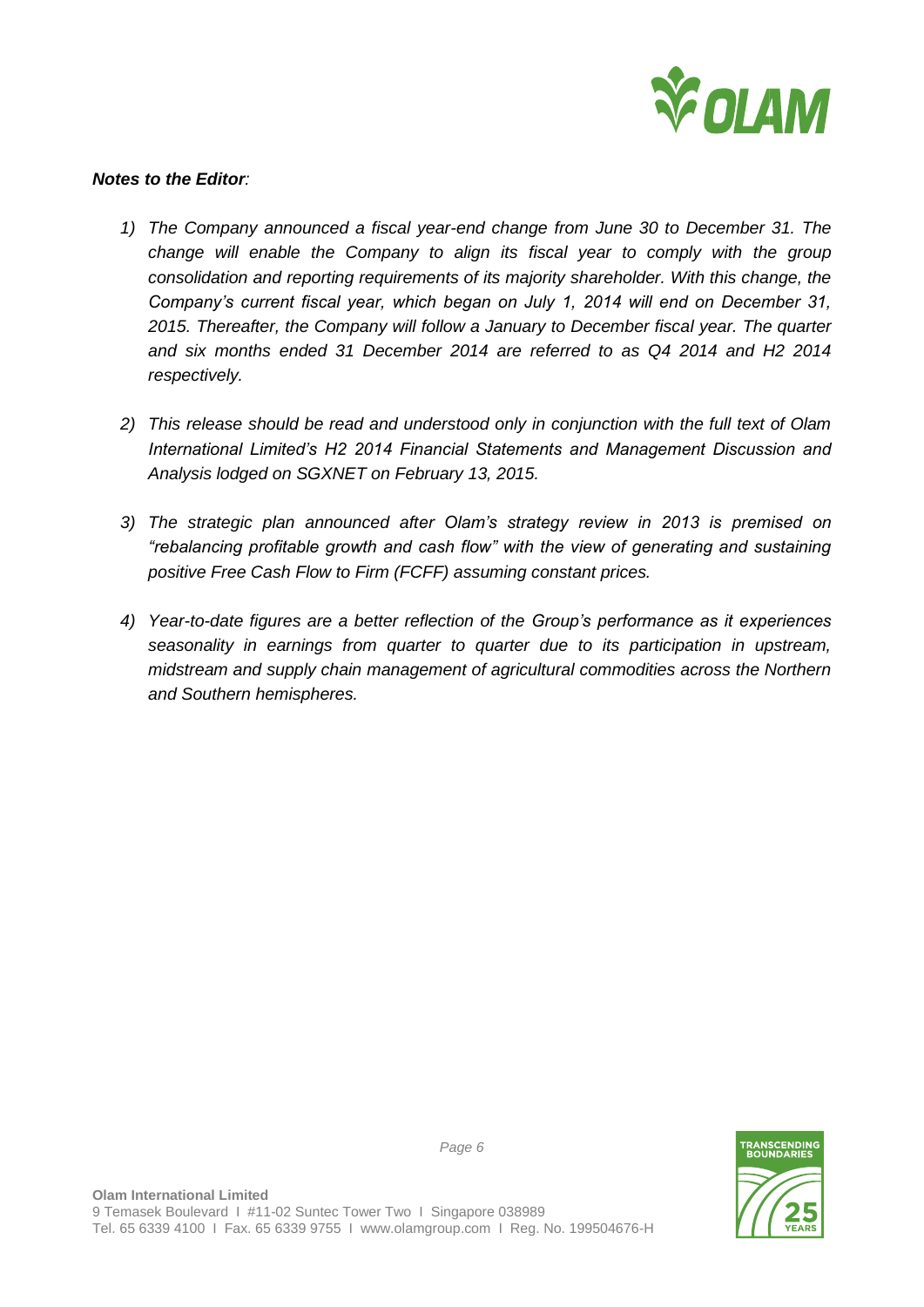***Notes to the Editor**:*

1) *The Company announced a fiscal year-end change from June 30 to December 31. The change will enable the Company to align its fiscal year to comply with the group consolidation and reporting requirements of its majority shareholder. With this change, the Company's current fiscal year, which began on July 1, 2014 will end on December 31, 2015. Thereafter, the Company will follow a January to December fiscal year. The quarter and six months ended 31 December 2014 are referred to as Q4 2014 and H2 2014 respectively.*

2) *This release should be read and understood only in conjunction with the full text of Olam International Limited's H2 2014 Financial Statements and Management Discussion and Analysis lodged on SGXNET on February 13, 2015.*

3) *The strategic plan announced after Olam's strategy review in 2013 is premised on "rebalancing profitable growth and cash flow" with the view of generating and sustaining positive Free Cash Flow to Firm (FCFF) assuming constant prices.*

4) *Year-to-date figures are a better reflection of the Group's performance as it experiences seasonality in earnings from quarter to quarter due to its participation in upstream, midstream and supply chain management of agricultural commodities across the Northern and Southern hemispheres.*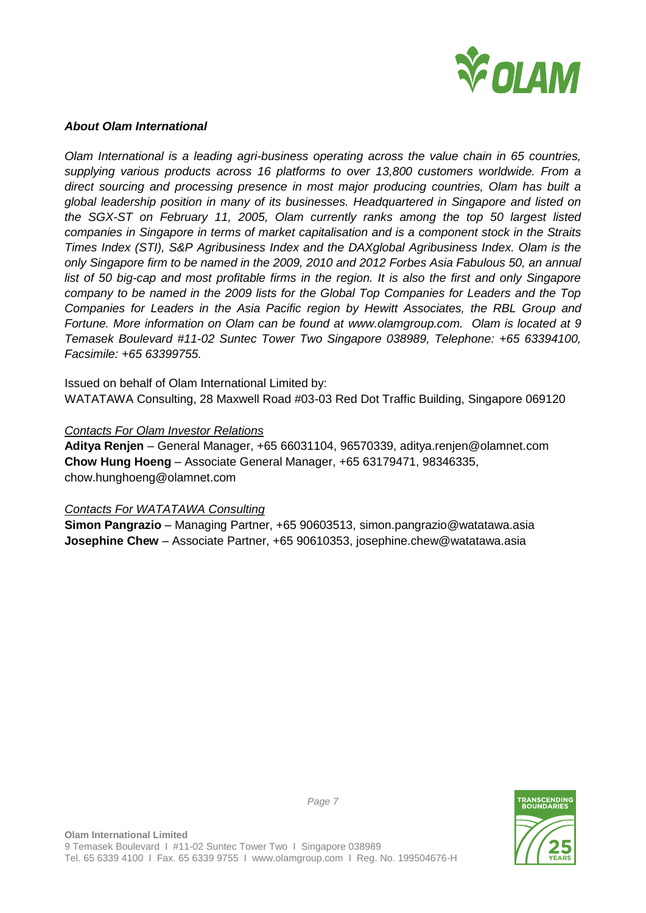***About Olam International***

*Olam International is a leading agri-business operating across the value chain in 65 countries, supplying various products across 16 platforms to over 13,800 customers worldwide. From a direct sourcing and processing presence in most major producing countries, Olam has built a global leadership position in many of its businesses. Headquartered in Singapore and listed on the SGX-ST on February 11, 2005, Olam currently ranks among the top 50 largest listed companies in Singapore in terms of market capitalisation and is a component stock in the Straits Times Index (STI), S&P Agribusiness Index and the DAXglobal Agribusiness Index. Olam is the only Singapore firm to be named in the 2009, 2010 and 2012 Forbes Asia Fabulous 50, an annual list of 50 big-cap and most profitable firms in the region. It is also the first and only Singapore company to be named in the 2009 lists for the Global Top Companies for Leaders and the Top Companies for Leaders in the Asia Pacific region by Hewitt Associates, the RBL Group and Fortune. More information on Olam can be found at www.olamgroup.com. Olam is located at 9 Temasek Boulevard #11-02 Suntec Tower Two Singapore 038989, Telephone: +65 63394100, Facsimile: +65 63399755.*

Issued on behalf of Olam International Limited by:
WATATAWA Consulting, 28 Maxwell Road #03-03 Red Dot Traffic Building, Singapore 069120

*Contacts For Olam Investor Relations*

**Aditya Renjen** – General Manager, +65 66031104, 96570339, aditya.renjen@olamnet.com
**Chow Hung Hoeng** – Associate General Manager, +65 63179471, 98346335, chow.hunghoeng@olamnet.com

*Contacts For WATATAWA Consulting*

**Simon Pangrazio** – Managing Partner, +65 90603513, simon.pangrazio@watatawa.asia
**Josephine Chew** – Associate Partner, +65 90610353, josephine.chew@watatawa.asia